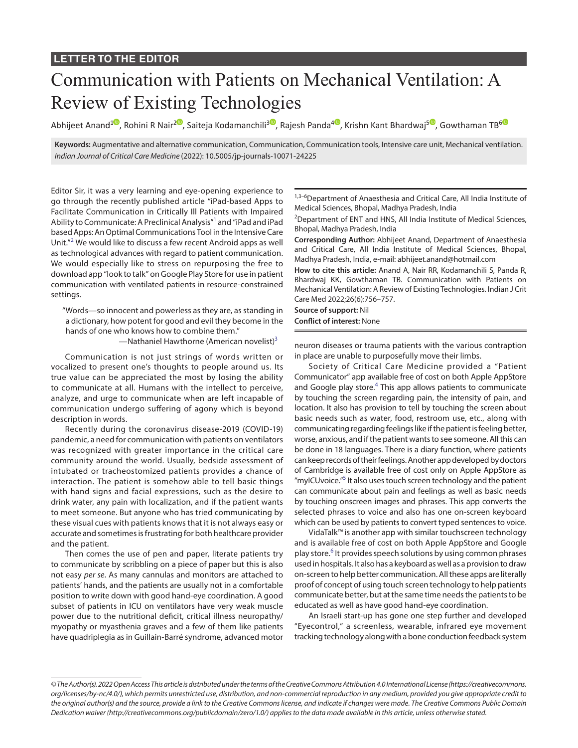LETTER TO THE EDITOR

# Communication with Patients on Mechanical Ventilation: A Review of Existing Technologies

Abhijeet Anand[1], Rohini R Nair[2], Saiteja Kodamanchili[3], Rajesh Panda[4], Krishn Kant Bhardwaj[5], Gowthaman TB[6]

**Keywords:** Augmentative and alternative communication, Communication, Communication tools, Intensive care unit, Mechanical ventilation.
*Indian Journal of Critical Care Medicine* (2022): 10.5005/jp-journals-10071-24225

[1,3–6]Department of Anaesthesia and Critical Care, All India Institute of Medical Sciences, Bhopal, Madhya Pradesh, India

[2]Department of ENT and HNS, All India Institute of Medical Sciences, Bhopal, Madhya Pradesh, India

**Corresponding Author:** Abhijeet Anand, Department of Anaesthesia and Critical Care, All India Institute of Medical Sciences, Bhopal, Madhya Pradesh, India, e-mail: abhijeet.anand@hotmail.com

**How to cite this article:** Anand A, Nair RR, Kodamanchili S, Panda R, Bhardwaj KK, Gowthaman TB. Communication with Patients on Mechanical Ventilation: A Review of Existing Technologies. Indian J Crit Care Med 2022;26(6):756–757.

**Source of support:** Nil

**Conflict of interest:** None

Editor Sir, it was a very learning and eye-opening experience to go through the recently published article "iPad-based Apps to Facilitate Communication in Critically Ill Patients with Impaired Ability to Communicate: A Preclinical Analysis"[1] and "iPad and iPad based Apps: An Optimal Communications Tool in the Intensive Care Unit."[2] We would like to discuss a few recent Android apps as well as technological advances with regard to patient communication. We would especially like to stress on repurposing the free to download app "look to talk" on Google Play Store for use in patient communication with ventilated patients in resource-constrained settings.

> "Words—so innocent and powerless as they are, as standing in a dictionary, how potent for good and evil they become in the hands of one who knows how to combine them."
>
> —Nathaniel Hawthorne (American novelist)[3]

Communication is not just strings of words written or vocalized to present one's thoughts to people around us. Its true value can be appreciated the most by losing the ability to communicate at all. Humans with the intellect to perceive, analyze, and urge to communicate when are left incapable of communication undergo suffering of agony which is beyond description in words.

Recently during the coronavirus disease-2019 (COVID-19) pandemic, a need for communication with patients on ventilators was recognized with greater importance in the critical care community around the world. Usually, bedside assessment of intubated or tracheostomized patients provides a chance of interaction. The patient is somehow able to tell basic things with hand signs and facial expressions, such as the desire to drink water, any pain with localization, and if the patient wants to meet someone. But anyone who has tried communicating by these visual cues with patients knows that it is not always easy or accurate and sometimes is frustrating for both healthcare provider and the patient.

Then comes the use of pen and paper, literate patients try to communicate by scribbling on a piece of paper but this is also not easy *per se*. As many cannulas and monitors are attached to patients' hands, and the patients are usually not in a comfortable position to write down with good hand-eye coordination. A good subset of patients in ICU on ventilators have very weak muscle power due to the nutritional deficit, critical illness neuropathy/myopathy or myasthenia graves and a few of them like patients have quadriplegia as in Guillain-Barré syndrome, advanced motor neuron diseases or trauma patients with the various contraption in place are unable to purposefully move their limbs.

Society of Critical Care Medicine provided a "Patient Communicator" app available free of cost on both Apple AppStore and Google play store.[4] This app allows patients to communicate by touching the screen regarding pain, the intensity of pain, and location. It also has provision to tell by touching the screen about basic needs such as water, food, restroom use, etc., along with communicating regarding feelings like if the patient is feeling better, worse, anxious, and if the patient wants to see someone. All this can be done in 18 languages. There is a diary function, where patients can keep records of their feelings. Another app developed by doctors of Cambridge is available free of cost only on Apple AppStore as "myICUvoice."[5] It also uses touch screen technology and the patient can communicate about pain and feelings as well as basic needs by touching onscreen images and phrases. This app converts the selected phrases to voice and also has one on-screen keyboard which can be used by patients to convert typed sentences to voice.

VidaTalk™ is another app with similar touchscreen technology and is available free of cost on both Apple AppStore and Google play store.[6] It provides speech solutions by using common phrases used in hospitals. It also has a keyboard as well as a provision to draw on-screen to help better communication. All these apps are literally proof of concept of using touch screen technology to help patients communicate better, but at the same time needs the patients to be educated as well as have good hand-eye coordination.

An Israeli start-up has gone one step further and developed "Eyecontrol," a screenless, wearable, infrared eye movement tracking technology along with a bone conduction feedback system

© The Author(s). 2022 Open Access This article is distributed under the terms of the Creative Commons Attribution 4.0 International License (https://creativecommons.org/licenses/by-nc/4.0/), which permits unrestricted use, distribution, and non-commercial reproduction in any medium, provided you give appropriate credit to the original author(s) and the source, provide a link to the Creative Commons license, and indicate if changes were made. The Creative Commons Public Domain Dedication waiver (http://creativecommons.org/publicdomain/zero/1.0/) applies to the data made available in this article, unless otherwise stated.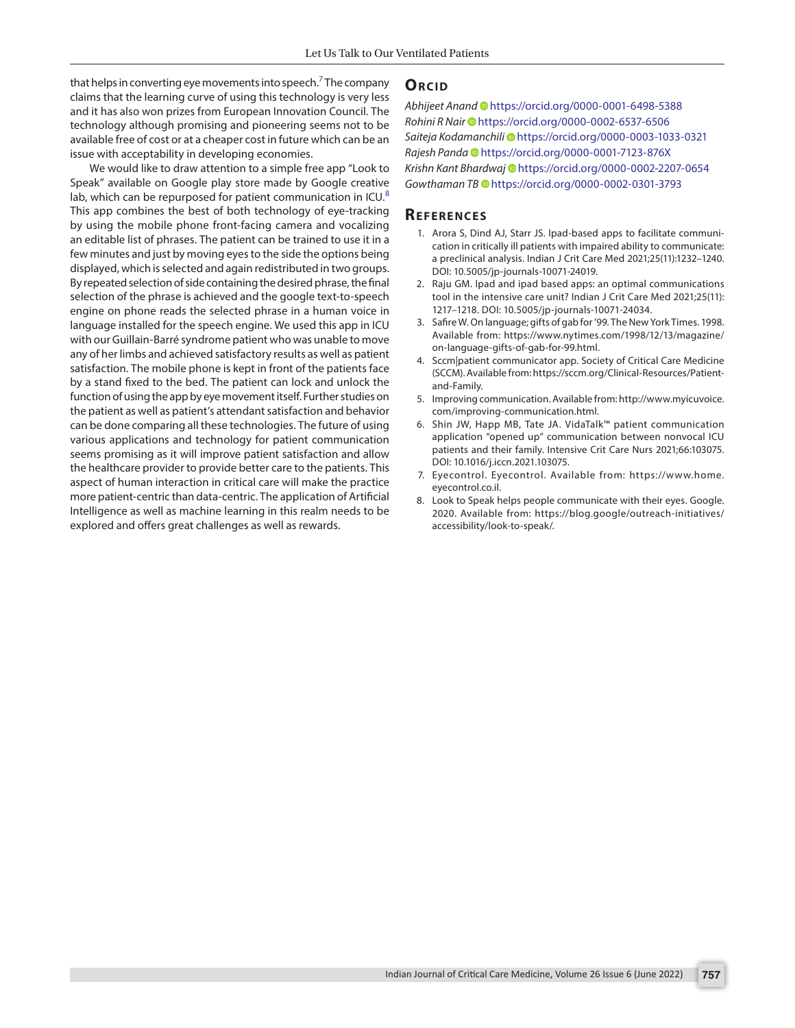that helps in converting eye movements into speech.[7] The company claims that the learning curve of using this technology is very less and it has also won prizes from European Innovation Council. The technology although promising and pioneering seems not to be available free of cost or at a cheaper cost in future which can be an issue with acceptability in developing economies.

We would like to draw attention to a simple free app "Look to Speak" available on Google play store made by Google creative lab, which can be repurposed for patient communication in ICU.[8] This app combines the best of both technology of eye-tracking by using the mobile phone front-facing camera and vocalizing an editable list of phrases. The patient can be trained to use it in a few minutes and just by moving eyes to the side the options being displayed, which is selected and again redistributed in two groups. By repeated selection of side containing the desired phrase, the final selection of the phrase is achieved and the google text-to-speech engine on phone reads the selected phrase in a human voice in language installed for the speech engine. We used this app in ICU with our Guillain-Barré syndrome patient who was unable to move any of her limbs and achieved satisfactory results as well as patient satisfaction. The mobile phone is kept in front of the patients face by a stand fixed to the bed. The patient can lock and unlock the function of using the app by eye movement itself. Further studies on the patient as well as patient's attendant satisfaction and behavior can be done comparing all these technologies. The future of using various applications and technology for patient communication seems promising as it will improve patient satisfaction and allow the healthcare provider to provide better care to the patients. This aspect of human interaction in critical care will make the practice more patient-centric than data-centric. The application of Artificial Intelligence as well as machine learning in this realm needs to be explored and offers great challenges as well as rewards.

## ORCID

*Abhijeet Anand* https://orcid.org/0000-0001-6498-5388
*Rohini R Nair* https://orcid.org/0000-0002-6537-6506
*Saiteja Kodamanchili* https://orcid.org/0000-0003-1033-0321
*Rajesh Panda* https://orcid.org/0000-0001-7123-876X
*Krishn Kant Bhardwaj* https://orcid.org/0000-0002-2207-0654
*Gowthaman TB* https://orcid.org/0000-0002-0301-3793

## References

1. Arora S, Dind AJ, Starr JS. Ipad-based apps to facilitate communication in critically ill patients with impaired ability to communicate: a preclinical analysis. Indian J Crit Care Med 2021;25(11):1232–1240. DOI: 10.5005/jp-journals-10071-24019.
2. Raju GM. Ipad and ipad based apps: an optimal communications tool in the intensive care unit? Indian J Crit Care Med 2021;25(11): 1217–1218. DOI: 10.5005/jp-journals-10071-24034.
3. Safire W. On language; gifts of gab for '99. The New York Times. 1998. Available from: https://www.nytimes.com/1998/12/13/magazine/on-language-gifts-of-gab-for-99.html.
4. Sccm|patient communicator app. Society of Critical Care Medicine (SCCM). Available from: https://sccm.org/Clinical-Resources/Patient-and-Family.
5. Improving communication. Available from: http://www.myicuvoice.com/improving-communication.html.
6. Shin JW, Happ MB, Tate JA. VidaTalk™ patient communication application "opened up" communication between nonvocal ICU patients and their family. Intensive Crit Care Nurs 2021;66:103075. DOI: 10.1016/j.iccn.2021.103075.
7. Eyecontrol. Eyecontrol. Available from: https://www.home.eyecontrol.co.il.
8. Look to Speak helps people communicate with their eyes. Google. 2020. Available from: https://blog.google/outreach-initiatives/accessibility/look-to-speak/.